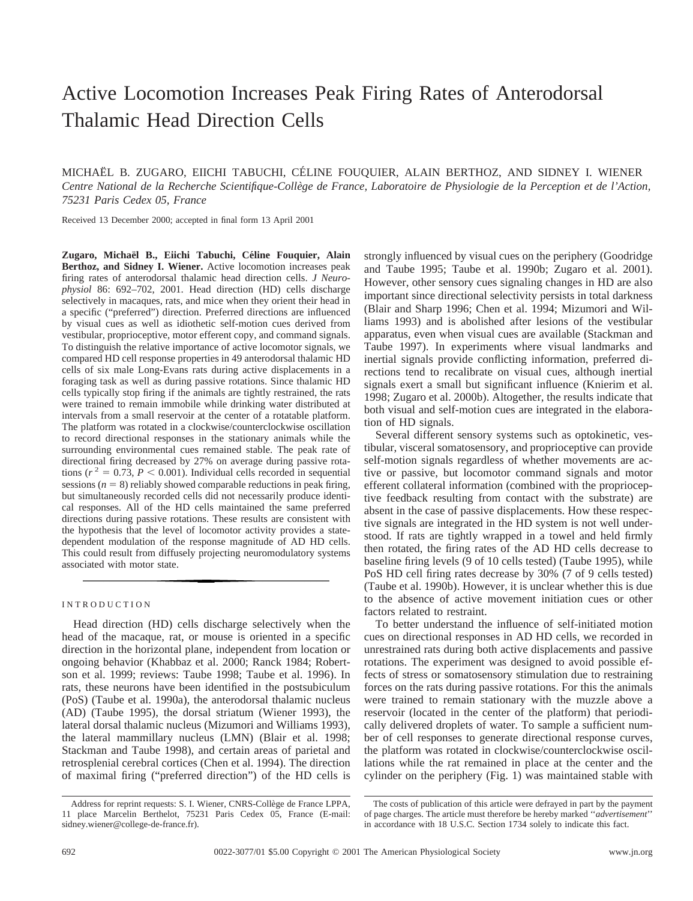# Active Locomotion Increases Peak Firing Rates of Anterodorsal Thalamic Head Direction Cells

MICHAËL B. ZUGARO, EIICHI TABUCHI, CÉLINE FOUQUIER, ALAIN BERTHOZ, AND SIDNEY I. WIENER

*Centre National de la Recherche Scientifique-Collège de France, Laboratoire de Physiologie de la Perception et de l'Action, 75231 Paris Cedex 05, France*

Received 13 December 2000; accepted in final form 13 April 2001

**Zugaro, Michaël B., Eiichi Tabuchi, Céline Fouquier, Alain Berthoz, and Sidney I. Wiener.** Active locomotion increases peak firing rates of anterodorsal thalamic head direction cells. *J Neurophysiol* 86: 692–702, 2001. Head direction (HD) cells discharge selectively in macaques, rats, and mice when they orient their head in a specific ("preferred") direction. Preferred directions are influenced by visual cues as well as idiothetic self-motion cues derived from vestibular, proprioceptive, motor efferent copy, and command signals. To distinguish the relative importance of active locomotor signals, we compared HD cell response properties in 49 anterodorsal thalamic HD cells of six male Long-Evans rats during active displacements in a foraging task as well as during passive rotations. Since thalamic HD cells typically stop firing if the animals are tightly restrained, the rats were trained to remain immobile while drinking water distributed at intervals from a small reservoir at the center of a rotatable platform. The platform was rotated in a clockwise/counterclockwise oscillation to record directional responses in the stationary animals while the surrounding environmental cues remained stable. The peak rate of directional firing decreased by 27% on average during passive rotations ($r^2 = 0.73$, $P < 0.001$). Individual cells recorded in sequential sessions ($n = 8$) reliably showed comparable reductions in peak firing, but simultaneously recorded cells did not necessarily produce identical responses. All of the HD cells maintained the same preferred directions during passive rotations. These results are consistent with the hypothesis that the level of locomotor activity provides a state-dependent modulation of the response magnitude of AD HD cells. This could result from diffusely projecting neuromodulatory systems associated with motor state.

## INTRODUCTION

Head direction (HD) cells discharge selectively when the head of the macaque, rat, or mouse is oriented in a specific direction in the horizontal plane, independent from location or ongoing behavior (Khabbaz et al. 2000; Ranck 1984; Robertson et al. 1999; reviews: Taube 1998; Taube et al. 1996). In rats, these neurons have been identified in the postsubiculum (PoS) (Taube et al. 1990a), the anterodorsal thalamic nucleus (AD) (Taube 1995), the dorsal striatum (Wiener 1993), the lateral dorsal thalamic nucleus (Mizumori and Williams 1993), the lateral mammillary nucleus (LMN) (Blair et al. 1998; Stackman and Taube 1998), and certain areas of parietal and retrosplenial cerebral cortices (Chen et al. 1994). The direction of maximal firing ("preferred direction") of the HD cells is strongly influenced by visual cues on the periphery (Goodridge and Taube 1995; Taube et al. 1990b; Zugaro et al. 2001). However, other sensory cues signaling changes in HD are also important since directional selectivity persists in total darkness (Blair and Sharp 1996; Chen et al. 1994; Mizumori and Williams 1993) and is abolished after lesions of the vestibular apparatus, even when visual cues are available (Stackman and Taube 1997). In experiments where visual landmarks and inertial signals provide conflicting information, preferred directions tend to recalibrate on visual cues, although inertial signals exert a small but significant influence (Knierim et al. 1998; Zugaro et al. 2000b). Altogether, the results indicate that both visual and self-motion cues are integrated in the elaboration of HD signals.

Several different sensory systems such as optokinetic, vestibular, visceral somatosensory, and proprioceptive can provide self-motion signals regardless of whether movements are active or passive, but locomotor command signals and motor efferent collateral information (combined with the proprioceptive feedback resulting from contact with the substrate) are absent in the case of passive displacements. How these respective signals are integrated in the HD system is not well understood. If rats are tightly wrapped in a towel and held firmly then rotated, the firing rates of the AD HD cells decrease to baseline firing levels (9 of 10 cells tested) (Taube 1995), while PoS HD cell firing rates decrease by 30% (7 of 9 cells tested) (Taube et al. 1990b). However, it is unclear whether this is due to the absence of active movement initiation cues or other factors related to restraint.

To better understand the influence of self-initiated motion cues on directional responses in AD HD cells, we recorded in unrestrained rats during both active displacements and passive rotations. The experiment was designed to avoid possible effects of stress or somatosensory stimulation due to restraining forces on the rats during passive rotations. For this the animals were trained to remain stationary with the muzzle above a reservoir (located in the center of the platform) that periodically delivered droplets of water. To sample a sufficient number of cell responses to generate directional response curves, the platform was rotated in clockwise/counterclockwise oscillations while the rat remained in place at the center and the cylinder on the periphery (Fig. 1) was maintained stable with

Address for reprint requests: S. I. Wiener, CNRS-Collège de France LPPA, 11 place Marcelin Berthelot, 75231 Paris Cedex 05, France (E-mail: sidney.wiener@college-de-france.fr).

The costs of publication of this article were defrayed in part by the payment of page charges. The article must therefore be hereby marked "*advertisement*" in accordance with 18 U.S.C. Section 1734 solely to indicate this fact.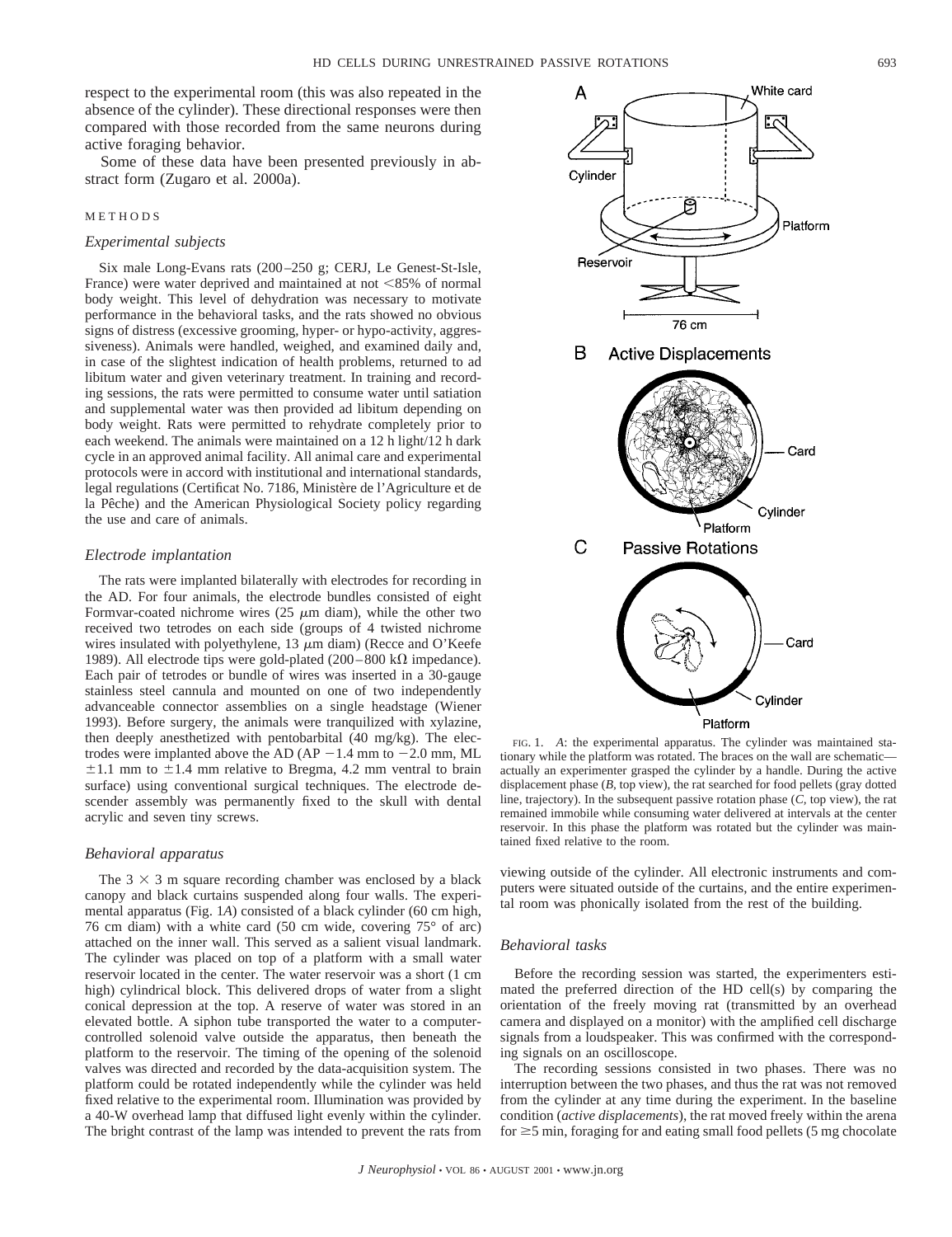respect to the experimental room (this was also repeated in the absence of the cylinder). These directional responses were then compared with those recorded from the same neurons during active foraging behavior.

Some of these data have been presented previously in abstract form (Zugaro et al. 2000a).

## METHODS

### *Experimental subjects*

Six male Long-Evans rats (200–250 g; CERJ, Le Genest-St-Isle, France) were water deprived and maintained at not <85% of normal body weight. This level of dehydration was necessary to motivate performance in the behavioral tasks, and the rats showed no obvious signs of distress (excessive grooming, hyper- or hypo-activity, aggressiveness). Animals were handled, weighed, and examined daily and, in case of the slightest indication of health problems, returned to ad libitum water and given veterinary treatment. In training and recording sessions, the rats were permitted to consume water until satiation and supplemental water was then provided ad libitum depending on body weight. Rats were permitted to rehydrate completely prior to each weekend. The animals were maintained on a 12 h light/12 h dark cycle in an approved animal facility. All animal care and experimental protocols were in accord with institutional and international standards, legal regulations (Certificat No. 7186, Ministère de l'Agriculture et de la Pêche) and the American Physiological Society policy regarding the use and care of animals.

### *Electrode implantation*

The rats were implanted bilaterally with electrodes for recording in the AD. For four animals, the electrode bundles consisted of eight Formvar-coated nichrome wires (25 $\mu$m diam), while the other two received two tetrodes on each side (groups of 4 twisted nichrome wires insulated with polyethylene, 13 $\mu$m diam) (Recce and O'Keefe 1989). All electrode tips were gold-plated (200–800 k$\Omega$ impedance). Each pair of tetrodes or bundle of wires was inserted in a 30-gauge stainless steel cannula and mounted on one of two independently advanceable connector assemblies on a single headstage (Wiener 1993). Before surgery, the animals were tranquilized with xylazine, then deeply anesthetized with pentobarbital (40 mg/kg). The electrodes were implanted above the AD (AP $-1.4$ mm to $-2.0$ mm, ML $\pm 1.1$ mm to $\pm 1.4$ mm relative to Bregma, 4.2 mm ventral to brain surface) using conventional surgical techniques. The electrode descender assembly was permanently fixed to the skull with dental acrylic and seven tiny screws.

### *Behavioral apparatus*

The $3 \times 3$ m square recording chamber was enclosed by a black canopy and black curtains suspended along four walls. The experimental apparatus (Fig. 1*A*) consisted of a black cylinder (60 cm high, 76 cm diam) with a white card (50 cm wide, covering 75° of arc) attached on the inner wall. This served as a salient visual landmark. The cylinder was placed on top of a platform with a small water reservoir located in the center. The water reservoir was a short (1 cm high) cylindrical block. This delivered drops of water from a slight conical depression at the top. A reserve of water was stored in an elevated bottle. A siphon tube transported the water to a computer-controlled solenoid valve outside the apparatus, then beneath the platform to the reservoir. The timing of the opening of the solenoid valves was directed and recorded by the data-acquisition system. The platform could be rotated independently while the cylinder was held fixed relative to the experimental room. Illumination was provided by a 40-W overhead lamp that diffused light evenly within the cylinder. The bright contrast of the lamp was intended to prevent the rats from viewing outside of the cylinder. All electronic instruments and computers were situated outside of the curtains, and the entire experimental room was phonically isolated from the rest of the building.

FIG. 1. *A*: the experimental apparatus. The cylinder was maintained stationary while the platform was rotated. The braces on the wall are schematic—actually an experimenter grasped the cylinder by a handle. During the active displacement phase (*B*, top view), the rat searched for food pellets (gray dotted line, trajectory). In the subsequent passive rotation phase (*C*, top view), the rat remained immobile while consuming water delivered at intervals at the center reservoir. In this phase the platform was rotated but the cylinder was maintained fixed relative to the room.

### *Behavioral tasks*

Before the recording session was started, the experimenters estimated the preferred direction of the HD cell(s) by comparing the orientation of the freely moving rat (transmitted by an overhead camera and displayed on a monitor) with the amplified cell discharge signals from a loudspeaker. This was confirmed with the corresponding signals on an oscilloscope.

The recording sessions consisted in two phases. There was no interruption between the two phases, and thus the rat was not removed from the cylinder at any time during the experiment. In the baseline condition (*active displacements*), the rat moved freely within the arena for ≥5 min, foraging for and eating small food pellets (5 mg chocolate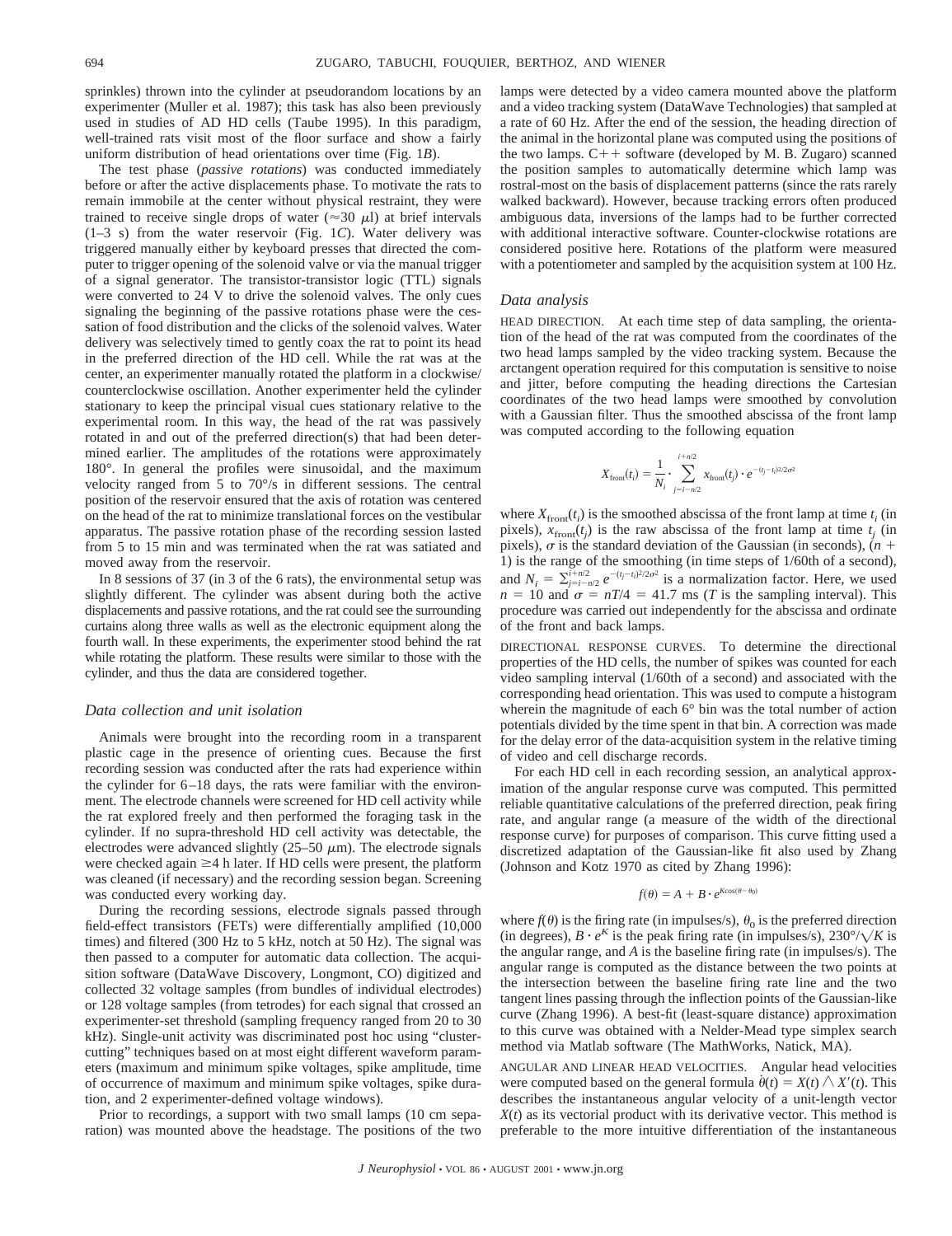sprinkles) thrown into the cylinder at pseudorandom locations by an experimenter (Muller et al. 1987); this task has also been previously used in studies of AD HD cells (Taube 1995). In this paradigm, well-trained rats visit most of the floor surface and show a fairly uniform distribution of head orientations over time (Fig. 1*B*).

The test phase (*passive rotations*) was conducted immediately before or after the active displacements phase. To motivate the rats to remain immobile at the center without physical restraint, they were trained to receive single drops of water (≈30 μl) at brief intervals (1–3 s) from the water reservoir (Fig. 1*C*). Water delivery was triggered manually either by keyboard presses that directed the computer to trigger opening of the solenoid valve or via the manual trigger of a signal generator. The transistor-transistor logic (TTL) signals were converted to 24 V to drive the solenoid valves. The only cues signaling the beginning of the passive rotations phase were the cessation of food distribution and the clicks of the solenoid valves. Water delivery was selectively timed to gently coax the rat to point its head in the preferred direction of the HD cell. While the rat was at the center, an experimenter manually rotated the platform in a clockwise/counterclockwise oscillation. Another experimenter held the cylinder stationary to keep the principal visual cues stationary relative to the experimental room. In this way, the head of the rat was passively rotated in and out of the preferred direction(s) that had been determined earlier. The amplitudes of the rotations were approximately 180°. In general the profiles were sinusoidal, and the maximum velocity ranged from 5 to 70°/s in different sessions. The central position of the reservoir ensured that the axis of rotation was centered on the head of the rat to minimize translational forces on the vestibular apparatus. The passive rotation phase of the recording session lasted from 5 to 15 min and was terminated when the rat was satiated and moved away from the reservoir.

In 8 sessions of 37 (in 3 of the 6 rats), the environmental setup was slightly different. The cylinder was absent during both the active displacements and passive rotations, and the rat could see the surrounding curtains along three walls as well as the electronic equipment along the fourth wall. In these experiments, the experimenter stood behind the rat while rotating the platform. These results were similar to those with the cylinder, and thus the data are considered together.

### *Data collection and unit isolation*

Animals were brought into the recording room in a transparent plastic cage in the presence of orienting cues. Because the first recording session was conducted after the rats had experience within the cylinder for 6–18 days, the rats were familiar with the environment. The electrode channels were screened for HD cell activity while the rat explored freely and then performed the foraging task in the cylinder. If no supra-threshold HD cell activity was detectable, the electrodes were advanced slightly (25–50 μm). The electrode signals were checked again ≥4 h later. If HD cells were present, the platform was cleaned (if necessary) and the recording session began. Screening was conducted every working day.

During the recording sessions, electrode signals passed through field-effect transistors (FETs) were differentially amplified (10,000 times) and filtered (300 Hz to 5 kHz, notch at 50 Hz). The signal was then passed to a computer for automatic data collection. The acquisition software (DataWave Discovery, Longmont, CO) digitized and collected 32 voltage samples (from bundles of individual electrodes) or 128 voltage samples (from tetrodes) for each signal that crossed an experimenter-set threshold (sampling frequency ranged from 20 to 30 kHz). Single-unit activity was discriminated post hoc using "cluster-cutting" techniques based on at most eight different waveform parameters (maximum and minimum spike voltages, spike amplitude, time of occurrence of maximum and minimum spike voltages, spike duration, and 2 experimenter-defined voltage windows).

Prior to recordings, a support with two small lamps (10 cm separation) was mounted above the headstage. The positions of the two lamps were detected by a video camera mounted above the platform and a video tracking system (DataWave Technologies) that sampled at a rate of 60 Hz. After the end of the session, the heading direction of the animal in the horizontal plane was computed using the positions of the two lamps. C++ software (developed by M. B. Zugaro) scanned the position samples to automatically determine which lamp was rostral-most on the basis of displacement patterns (since the rats rarely walked backward). However, because tracking errors often produced ambiguous data, inversions of the lamps had to be further corrected with additional interactive software. Counter-clockwise rotations are considered positive here. Rotations of the platform were measured with a potentiometer and sampled by the acquisition system at 100 Hz.

### *Data analysis*

HEAD DIRECTION. At each time step of data sampling, the orientation of the head of the rat was computed from the coordinates of the two head lamps sampled by the video tracking system. Because the arctangent operation required for this computation is sensitive to noise and jitter, before computing the heading directions the Cartesian coordinates of the two head lamps were smoothed by convolution with a Gaussian filter. Thus the smoothed abscissa of the front lamp was computed according to the following equation

$$X_{\text{front}}(t_i) = \frac{1}{N_i} \cdot \sum_{j=i-n/2}^{i+n/2} x_{\text{front}}(t_j) \cdot e^{-(t_j - t_i)^2/2\sigma^2}$$

where $X_{\text{front}}(t_i)$ is the smoothed abscissa of the front lamp at time $t_i$ (in pixels), $x_{\text{front}}(t_j)$ is the raw abscissa of the front lamp at time $t_j$ (in pixels), $\sigma$ is the standard deviation of the Gaussian (in seconds), $(n + 1)$ is the range of the smoothing (in time steps of 1/60th of a second), and $N_i = \sum_{j=i-n/2}^{i+n/2} e^{-(t_j - t_i)^2/2\sigma^2}$ is a normalization factor. Here, we used $n = 10$ and $\sigma = nT/4 = 41.7$ ms ($T$ is the sampling interval). This procedure was carried out independently for the abscissa and ordinate of the front and back lamps.

DIRECTIONAL RESPONSE CURVES. To determine the directional properties of the HD cells, the number of spikes was counted for each video sampling interval (1/60th of a second) and associated with the corresponding head orientation. This was used to compute a histogram wherein the magnitude of each 6° bin was the total number of action potentials divided by the time spent in that bin. A correction was made for the delay error of the data-acquisition system in the relative timing of video and cell discharge records.

For each HD cell in each recording session, an analytical approximation of the angular response curve was computed. This permitted reliable quantitative calculations of the preferred direction, peak firing rate, and angular range (a measure of the width of the directional response curve) for purposes of comparison. This curve fitting used a discretized adaptation of the Gaussian-like fit also used by Zhang (Johnson and Kotz 1970 as cited by Zhang 1996):

$$f(\theta) = A + B \cdot e^{K\cos(\theta - \theta_0)}$$

where $f(\theta)$ is the firing rate (in impulses/s), $\theta_0$ is the preferred direction (in degrees), $B \cdot e^K$ is the peak firing rate (in impulses/s), $230°/\sqrt{K}$ is the angular range, and $A$ is the baseline firing rate (in impulses/s). The angular range is computed as the distance between the two points at the intersection between the baseline firing rate line and the two tangent lines passing through the inflection points of the Gaussian-like curve (Zhang 1996). A best-fit (least-square distance) approximation to this curve was obtained with a Nelder-Mead type simplex search method via Matlab software (The MathWorks, Natick, MA).

ANGULAR AND LINEAR HEAD VELOCITIES. Angular head velocities were computed based on the general formula $\dot{\theta}(t) = X(t) \wedge X'(t)$. This describes the instantaneous angular velocity of a unit-length vector $X(t)$ as its vectorial product with its derivative vector. This method is preferable to the more intuitive differentiation of the instantaneous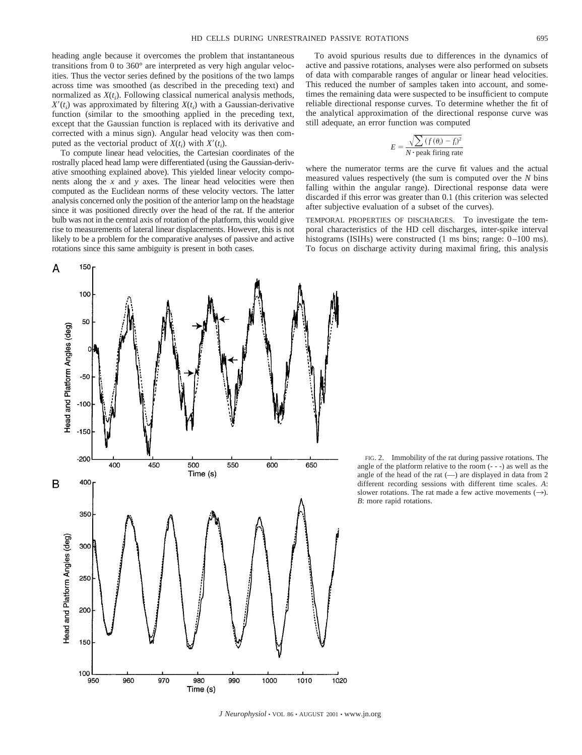heading angle because it overcomes the problem that instantaneous transitions from 0 to 360° are interpreted as very high angular velocities. Thus the vector series defined by the positions of the two lamps across time was smoothed (as described in the preceding text) and normalized as $X(t_i)$. Following classical numerical analysis methods, $X'(t_i)$ was approximated by filtering $X(t_i)$ with a Gaussian-derivative function (similar to the smoothing applied in the preceding text, except that the Gaussian function is replaced with its derivative and corrected with a minus sign). Angular head velocity was then computed as the vectorial product of $X(t_i)$ with $X'(t_i)$.

To compute linear head velocities, the Cartesian coordinates of the rostrally placed head lamp were differentiated (using the Gaussian-derivative smoothing explained above). This yielded linear velocity components along the $x$ and $y$ axes. The linear head velocities were then computed as the Euclidean norms of these velocity vectors. The latter analysis concerned only the position of the anterior lamp on the headstage since it was positioned directly over the head of the rat. If the anterior bulb was not in the central axis of rotation of the platform, this would give rise to measurements of lateral linear displacements. However, this is not likely to be a problem for the comparative analyses of passive and active rotations since this same ambiguity is present in both cases.

To avoid spurious results due to differences in the dynamics of active and passive rotations, analyses were also performed on subsets of data with comparable ranges of angular or linear head velocities. This reduced the number of samples taken into account, and sometimes the remaining data were suspected to be insufficient to compute reliable directional response curves. To determine whether the fit of the analytical approximation of the directional response curve was still adequate, an error function was computed

$$E = \frac{\sqrt{\sum (f(\theta_i) - f_i)^2}}{N \cdot \text{peak firing rate}}$$

where the numerator terms are the curve fit values and the actual measured values respectively (the sum is computed over the $N$ bins falling within the angular range). Directional response data were discarded if this error was greater than 0.1 (this criterion was selected after subjective evaluation of a subset of the curves).

TEMPORAL PROPERTIES OF DISCHARGES. To investigate the temporal characteristics of the HD cell discharges, inter-spike interval histograms (ISIHs) were constructed (1 ms bins; range: 0–100 ms). To focus on discharge activity during maximal firing, this analysis

FIG. 2. Immobility of the rat during passive rotations. The angle of the platform relative to the room (- - -) as well as the angle of the head of the rat (—) are displayed in data from 2 different recording sessions with different time scales. *A*: slower rotations. The rat made a few active movements (→). *B*: more rapid rotations.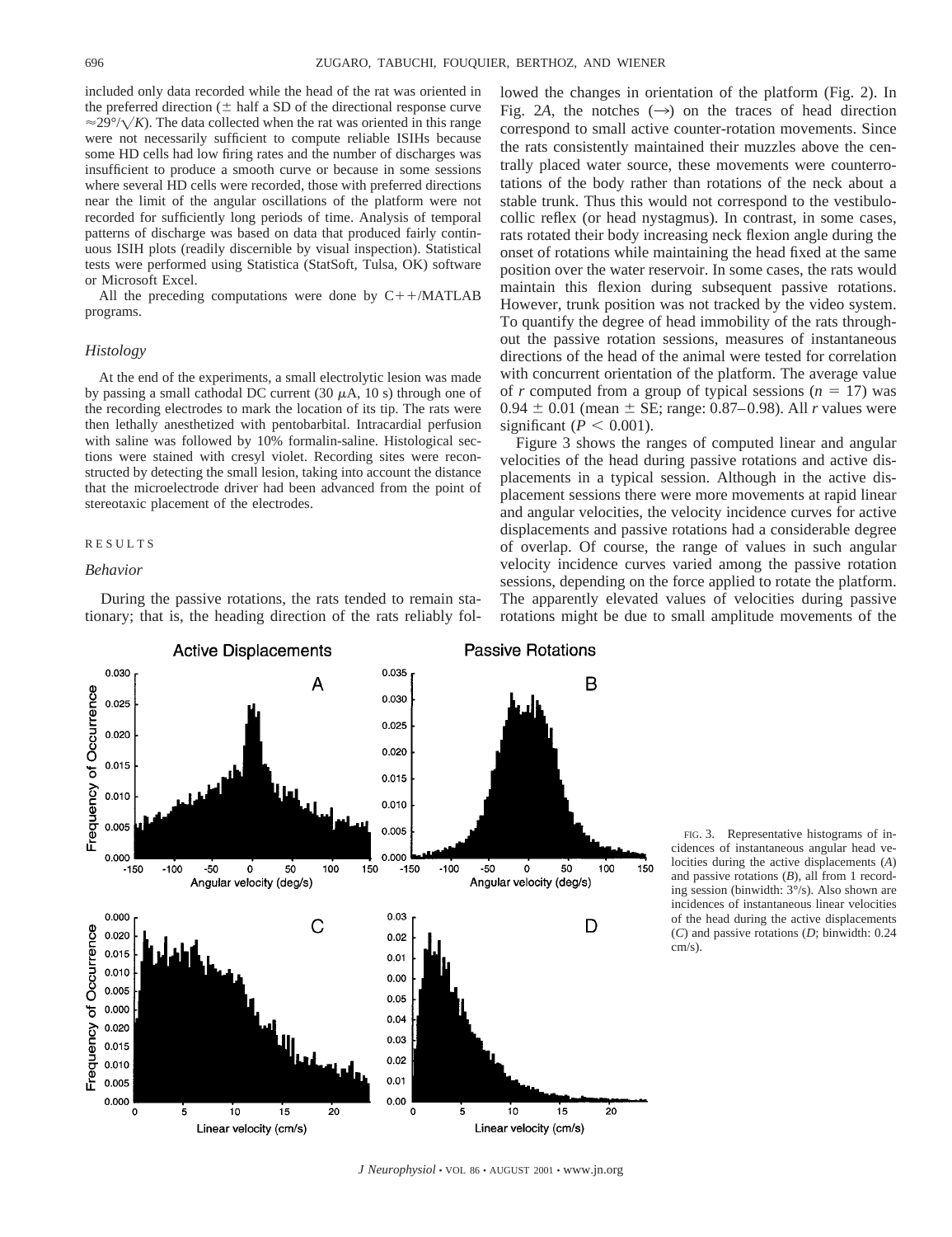included only data recorded while the head of the rat was oriented in the preferred direction (± half a SD of the directional response curve ≈29°/$\sqrt{K}$). The data collected when the rat was oriented in this range were not necessarily sufficient to compute reliable ISIHs because some HD cells had low firing rates and the number of discharges was insufficient to produce a smooth curve or because in some sessions where several HD cells were recorded, those with preferred directions near the limit of the angular oscillations of the platform were not recorded for sufficiently long periods of time. Analysis of temporal patterns of discharge was based on data that produced fairly continuous ISIH plots (readily discernible by visual inspection). Statistical tests were performed using Statistica (StatSoft, Tulsa, OK) software or Microsoft Excel.

All the preceding computations were done by C++/MATLAB programs.

### *Histology*

At the end of the experiments, a small electrolytic lesion was made by passing a small cathodal DC current (30 μA, 10 s) through one of the recording electrodes to mark the location of its tip. The rats were then lethally anesthetized with pentobarbital. Intracardial perfusion with saline was followed by 10% formalin-saline. Histological sections were stained with cresyl violet. Recording sites were reconstructed by detecting the small lesion, taking into account the distance that the microelectrode driver had been advanced from the point of stereotaxic placement of the electrodes.

## RESULTS

### *Behavior*

During the passive rotations, the rats tended to remain stationary; that is, the heading direction of the rats reliably followed the changes in orientation of the platform (Fig. 2). In Fig. 2*A*, the notches (→) on the traces of head direction correspond to small active counter-rotation movements. Since the rats consistently maintained their muzzles above the centrally placed water source, these movements were counterrotations of the body rather than rotations of the neck about a stable trunk. Thus this would not correspond to the vestibulocollic reflex (or head nystagmus). In contrast, in some cases, rats rotated their body increasing neck flexion angle during the onset of rotations while maintaining the head fixed at the same position over the water reservoir. In some cases, the rats would maintain this flexion during subsequent passive rotations. However, trunk position was not tracked by the video system. To quantify the degree of head immobility of the rats throughout the passive rotation sessions, measures of instantaneous directions of the head of the animal were tested for correlation with concurrent orientation of the platform. The average value of $r$ computed from a group of typical sessions ($n = 17$) was $0.94 \pm 0.01$ (mean ± SE; range: 0.87–0.98). All $r$ values were significant ($P < 0.001$).

Figure 3 shows the ranges of computed linear and angular velocities of the head during passive rotations and active displacements in a typical session. Although in the active displacement sessions there were more movements at rapid linear and angular velocities, the velocity incidence curves for active displacements and passive rotations had a considerable degree of overlap. Of course, the range of values in such angular velocity incidence curves varied among the passive rotation sessions, depending on the force applied to rotate the platform. The apparently elevated values of velocities during passive rotations might be due to small amplitude movements of the

Active Displacements
Passive Rotations
A
B
C
D
Frequency of Occurrence
Angular velocity (deg/s)
Linear velocity (cm/s)

FIG. 3. Representative histograms of incidences of instantaneous angular head velocities during the active displacements (*A*) and passive rotations (*B*), all from 1 recording session (binwidth: 3°/s). Also shown are incidences of instantaneous linear velocities of the head during the active displacements (*C*) and passive rotations (*D*; binwidth: 0.24 cm/s).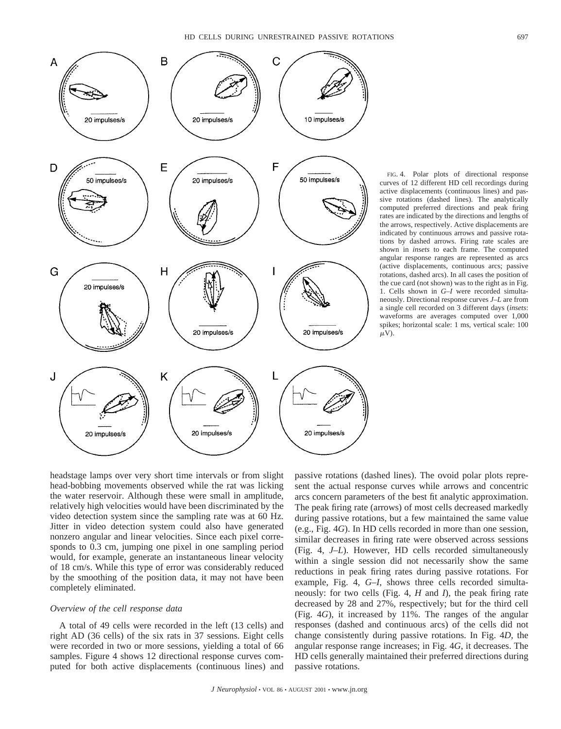FIG. 4. Polar plots of directional response curves of 12 different HD cell recordings during active displacements (continuous lines) and passive rotations (dashed lines). The analytically computed preferred directions and peak firing rates are indicated by the directions and lengths of the arrows, respectively. Active displacements are indicated by continuous arrows and passive rotations by dashed arrows. Firing rate scales are shown in *insets* to each frame. The computed angular response ranges are represented as arcs (active displacements, continuous arcs; passive rotations, dashed arcs). In all cases the position of the cue card (not shown) was to the right as in Fig. 1. Cells shown in *G–I* were recorded simultaneously. Directional response curves *J–L* are from a single cell recorded on 3 different days (*insets*: waveforms are averages computed over 1,000 spikes; horizontal scale: 1 ms, vertical scale: 100 μV).

headstage lamps over very short time intervals or from slight head-bobbing movements observed while the rat was licking the water reservoir. Although these were small in amplitude, relatively high velocities would have been discriminated by the video detection system since the sampling rate was at 60 Hz. Jitter in video detection system could also have generated nonzero angular and linear velocities. Since each pixel corresponds to 0.3 cm, jumping one pixel in one sampling period would, for example, generate an instantaneous linear velocity of 18 cm/s. While this type of error was considerably reduced by the smoothing of the position data, it may not have been completely eliminated.

### *Overview of the cell response data*

A total of 49 cells were recorded in the left (13 cells) and right AD (36 cells) of the six rats in 37 sessions. Eight cells were recorded in two or more sessions, yielding a total of 66 samples. Figure 4 shows 12 directional response curves computed for both active displacements (continuous lines) and passive rotations (dashed lines). The ovoid polar plots represent the actual response curves while arrows and concentric arcs concern parameters of the best fit analytic approximation. The peak firing rate (arrows) of most cells decreased markedly during passive rotations, but a few maintained the same value (e.g., Fig. 4*G*). In HD cells recorded in more than one session, similar decreases in firing rate were observed across sessions (Fig. 4, *J–L*). However, HD cells recorded simultaneously within a single session did not necessarily show the same reductions in peak firing rates during passive rotations. For example, Fig. 4, *G–I*, shows three cells recorded simultaneously: for two cells (Fig. 4, *H* and *I*), the peak firing rate decreased by 28 and 27%, respectively; but for the third cell (Fig. 4*G*), it increased by 11%. The ranges of the angular responses (dashed and continuous arcs) of the cells did not change consistently during passive rotations. In Fig. 4*D*, the angular response range increases; in Fig. 4*G*, it decreases. The HD cells generally maintained their preferred directions during passive rotations.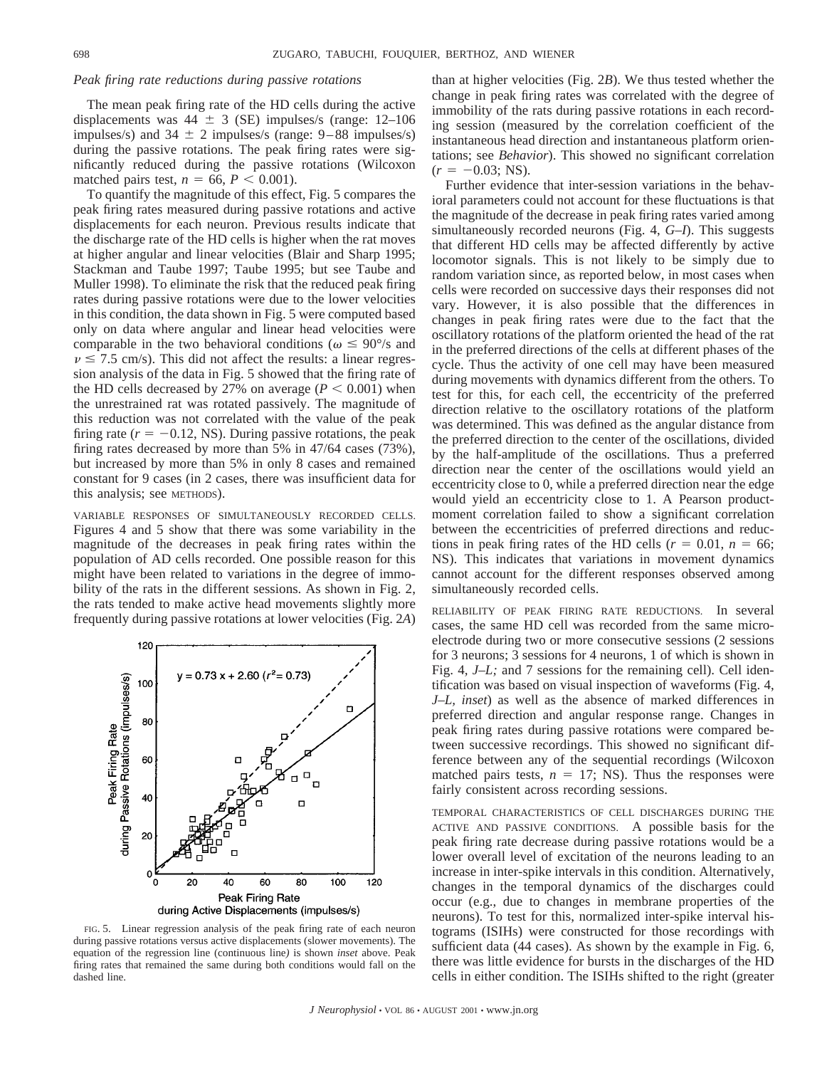### *Peak firing rate reductions during passive rotations*

The mean peak firing rate of the HD cells during the active displacements was 44 ± 3 (SE) impulses/s (range: 12–106 impulses/s) and 34 ± 2 impulses/s (range: 9–88 impulses/s) during the passive rotations. The peak firing rates were significantly reduced during the passive rotations (Wilcoxon matched pairs test, $n = 66$, $P < 0.001$).

To quantify the magnitude of this effect, Fig. 5 compares the peak firing rates measured during passive rotations and active displacements for each neuron. Previous results indicate that the discharge rate of the HD cells is higher when the rat moves at higher angular and linear velocities (Blair and Sharp 1995; Stackman and Taube 1997; Taube 1995; but see Taube and Muller 1998). To eliminate the risk that the reduced peak firing rates during passive rotations were due to the lower velocities in this condition, the data shown in Fig. 5 were computed based only on data where angular and linear head velocities were comparable in the two behavioral conditions ($\omega \leq 90°$/s and $\nu \leq 7.5$ cm/s). This did not affect the results: a linear regression analysis of the data in Fig. 5 showed that the firing rate of the HD cells decreased by 27% on average ($P < 0.001$) when the unrestrained rat was rotated passively. The magnitude of this reduction was not correlated with the value of the peak firing rate ($r = -0.12$, NS). During passive rotations, the peak firing rates decreased by more than 5% in 47/64 cases (73%), but increased by more than 5% in only 8 cases and remained constant for 9 cases (in 2 cases, there was insufficient data for this analysis; see METHODS).

VARIABLE RESPONSES OF SIMULTANEOUSLY RECORDED CELLS. Figures 4 and 5 show that there was some variability in the magnitude of the decreases in peak firing rates within the population of AD cells recorded. One possible reason for this might have been related to variations in the degree of immobility of the rats in the different sessions. As shown in Fig. 2, the rats tended to make active head movements slightly more frequently during passive rotations at lower velocities (Fig. 2*A*) than at higher velocities (Fig. 2*B*). We thus tested whether the change in peak firing rates was correlated with the degree of immobility of the rats during passive rotations in each recording session (measured by the correlation coefficient of the instantaneous head direction and instantaneous platform orientations; see *Behavior*). This showed no significant correlation ($r = -0.03$; NS).

FIG. 5. Linear regression analysis of the peak firing rate of each neuron during passive rotations versus active displacements (slower movements). The equation of the regression line (continuous line) is shown *inset* above. Peak firing rates that remained the same during both conditions would fall on the dashed line.

Further evidence that inter-session variations in the behavioral parameters could not account for these fluctuations is that the magnitude of the decrease in peak firing rates varied among simultaneously recorded neurons (Fig. 4, *G–I*). This suggests that different HD cells may be affected differently by active locomotor signals. This is not likely to be simply due to random variation since, as reported below, in most cases when cells were recorded on successive days their responses did not vary. However, it is also possible that the differences in changes in peak firing rates were due to the fact that the oscillatory rotations of the platform oriented the head of the rat in the preferred directions of the cells at different phases of the cycle. Thus the activity of one cell may have been measured during movements with dynamics different from the others. To test for this, for each cell, the eccentricity of the preferred direction relative to the oscillatory rotations of the platform was determined. This was defined as the angular distance from the preferred direction to the center of the oscillations, divided by the half-amplitude of the oscillations. Thus a preferred direction near the center of the oscillations would yield an eccentricity close to 0, while a preferred direction near the edge would yield an eccentricity close to 1. A Pearson product-moment correlation failed to show a significant correlation between the eccentricities of preferred directions and reductions in peak firing rates of the HD cells ($r = 0.01$, $n = 66$; NS). This indicates that variations in movement dynamics cannot account for the different responses observed among simultaneously recorded cells.

RELIABILITY OF PEAK FIRING RATE REDUCTIONS. In several cases, the same HD cell was recorded from the same microelectrode during two or more consecutive sessions (2 sessions for 3 neurons; 3 sessions for 4 neurons, 1 of which is shown in Fig. 4, *J–L;* and 7 sessions for the remaining cell). Cell identification was based on visual inspection of waveforms (Fig. 4, *J–L, inset*) as well as the absence of marked differences in preferred direction and angular response range. Changes in peak firing rates during passive rotations were compared between successive recordings. This showed no significant difference between any of the sequential recordings (Wilcoxon matched pairs tests, $n = 17$; NS). Thus the responses were fairly consistent across recording sessions.

TEMPORAL CHARACTERISTICS OF CELL DISCHARGES DURING THE ACTIVE AND PASSIVE CONDITIONS. A possible basis for the peak firing rate decrease during passive rotations would be a lower overall level of excitation of the neurons leading to an increase in inter-spike intervals in this condition. Alternatively, changes in the temporal dynamics of the discharges could occur (e.g., due to changes in membrane properties of the neurons). To test for this, normalized inter-spike interval histograms (ISIHs) were constructed for those recordings with sufficient data (44 cases). As shown by the example in Fig. 6, there was little evidence for bursts in the discharges of the HD cells in either condition. The ISIHs shifted to the right (greater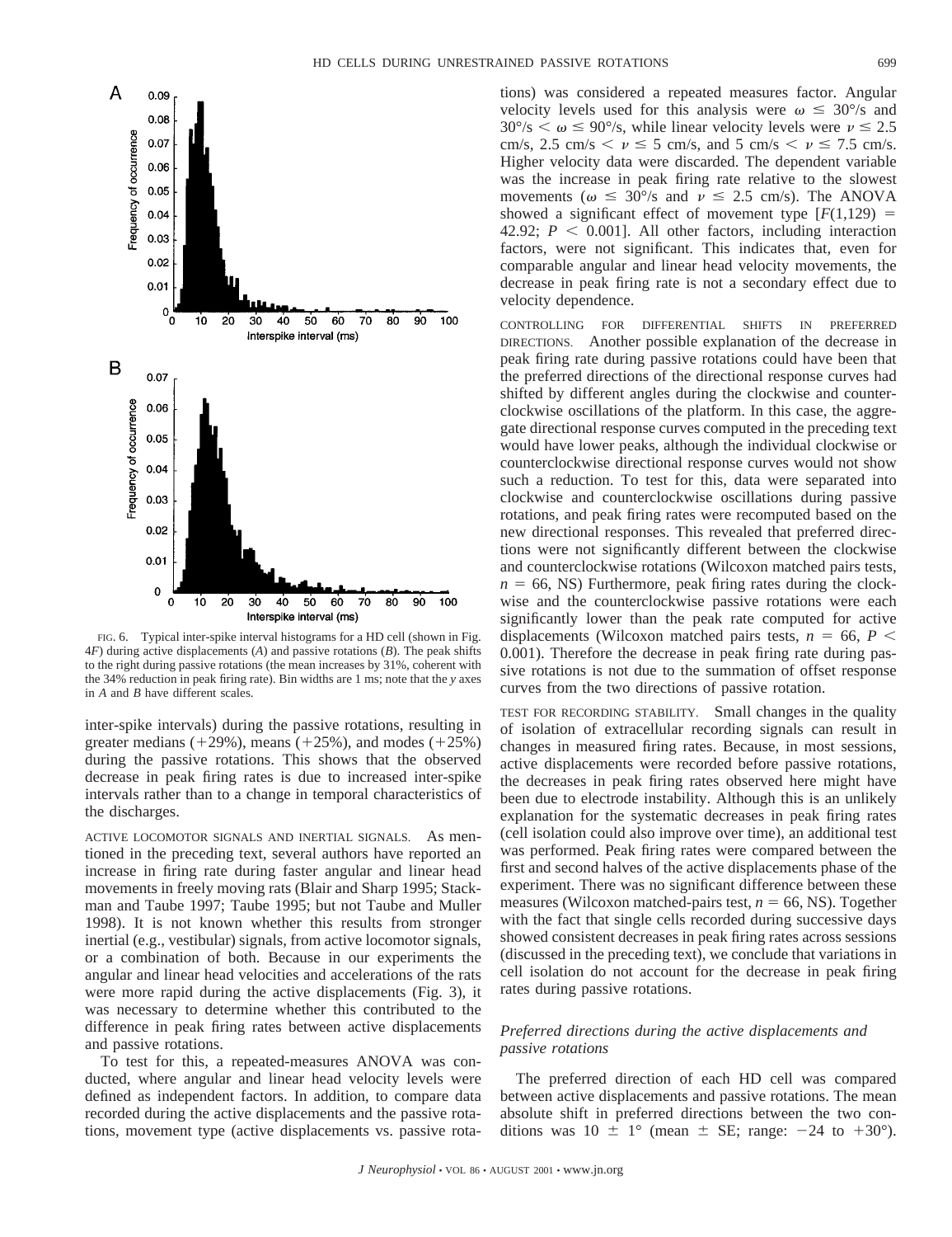FIG. 6. Typical inter-spike interval histograms for a HD cell (shown in Fig. 4*F*) during active displacements (*A*) and passive rotations (*B*). The peak shifts to the right during passive rotations (the mean increases by 31%, coherent with the 34% reduction in peak firing rate). Bin widths are 1 ms; note that the *y* axes in *A* and *B* have different scales.

inter-spike intervals) during the passive rotations, resulting in greater medians (+29%), means (+25%), and modes (+25%) during the passive rotations. This shows that the observed decrease in peak firing rates is due to increased inter-spike intervals rather than to a change in temporal characteristics of the discharges.

ACTIVE LOCOMOTOR SIGNALS AND INERTIAL SIGNALS. As mentioned in the preceding text, several authors have reported an increase in firing rate during faster angular and linear head movements in freely moving rats (Blair and Sharp 1995; Stackman and Taube 1997; Taube 1995; but not Taube and Muller 1998). It is not known whether this results from stronger inertial (e.g., vestibular) signals, from active locomotor signals, or a combination of both. Because in our experiments the angular and linear head velocities and accelerations of the rats were more rapid during the active displacements (Fig. 3), it was necessary to determine whether this contributed to the difference in peak firing rates between active displacements and passive rotations.

To test for this, a repeated-measures ANOVA was conducted, where angular and linear head velocity levels were defined as independent factors. In addition, to compare data recorded during the active displacements and the passive rotations, movement type (active displacements vs. passive rotations) was considered a repeated measures factor. Angular velocity levels used for this analysis were $\omega \leq 30°/s$ and $30°/s < \omega \leq 90°/s$, while linear velocity levels were $\nu \leq 2.5$ cm/s, $2.5$ cm/s $< \nu \leq 5$ cm/s, and $5$ cm/s $< \nu \leq 7.5$ cm/s. Higher velocity data were discarded. The dependent variable was the increase in peak firing rate relative to the slowest movements ($\omega \leq 30°/s$ and $\nu \leq 2.5$ cm/s). The ANOVA showed a significant effect of movement type [$F(1,129) = 42.92$; $P < 0.001$]. All other factors, including interaction factors, were not significant. This indicates that, even for comparable angular and linear head velocity movements, the decrease in peak firing rate is not a secondary effect due to velocity dependence.

CONTROLLING FOR DIFFERENTIAL SHIFTS IN PREFERRED DIRECTIONS. Another possible explanation of the decrease in peak firing rate during passive rotations could have been that the preferred directions of the directional response curves had shifted by different angles during the clockwise and counterclockwise oscillations of the platform. In this case, the aggregate directional response curves computed in the preceding text would have lower peaks, although the individual clockwise or counterclockwise directional response curves would not show such a reduction. To test for this, data were separated into clockwise and counterclockwise oscillations during passive rotations, and peak firing rates were recomputed based on the new directional responses. This revealed that preferred directions were not significantly different between the clockwise and counterclockwise rotations (Wilcoxon matched pairs tests, $n = 66$, NS) Furthermore, peak firing rates during the clockwise and the counterclockwise passive rotations were each significantly lower than the peak rate computed for active displacements (Wilcoxon matched pairs tests, $n = 66$, $P < 0.001$). Therefore the decrease in peak firing rate during passive rotations is not due to the summation of offset response curves from the two directions of passive rotation.

TEST FOR RECORDING STABILITY. Small changes in the quality of isolation of extracellular recording signals can result in changes in measured firing rates. Because, in most sessions, active displacements were recorded before passive rotations, the decreases in peak firing rates observed here might have been due to electrode instability. Although this is an unlikely explanation for the systematic decreases in peak firing rates (cell isolation could also improve over time), an additional test was performed. Peak firing rates were compared between the first and second halves of the active displacements phase of the experiment. There was no significant difference between these measures (Wilcoxon matched-pairs test, $n = 66$, NS). Together with the fact that single cells recorded during successive days showed consistent decreases in peak firing rates across sessions (discussed in the preceding text), we conclude that variations in cell isolation do not account for the decrease in peak firing rates during passive rotations.

### *Preferred directions during the active displacements and passive rotations*

The preferred direction of each HD cell was compared between active displacements and passive rotations. The mean absolute shift in preferred directions between the two conditions was $10 \pm 1°$ (mean $\pm$ SE; range: $-24$ to $+30°$).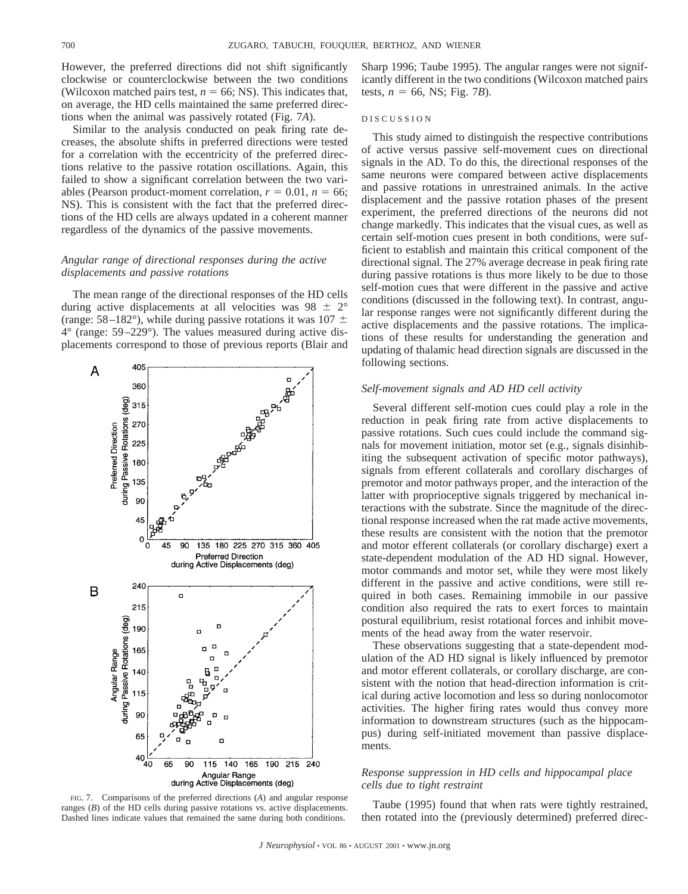However, the preferred directions did not shift significantly clockwise or counterclockwise between the two conditions (Wilcoxon matched pairs test, $n = 66$; NS). This indicates that, on average, the HD cells maintained the same preferred directions when the animal was passively rotated (Fig. 7*A*).

Similar to the analysis conducted on peak firing rate decreases, the absolute shifts in preferred directions were tested for a correlation with the eccentricity of the preferred directions relative to the passive rotation oscillations. Again, this failed to show a significant correlation between the two variables (Pearson product-moment correlation, $r = 0.01$, $n = 66$; NS). This is consistent with the fact that the preferred directions of the HD cells are always updated in a coherent manner regardless of the dynamics of the passive movements.

### *Angular range of directional responses during the active displacements and passive rotations*

The mean range of the directional responses of the HD cells during active displacements at all velocities was $98 \pm 2°$ (range: 58–182°), while during passive rotations it was $107 \pm 4°$ (range: 59–229°). The values measured during active displacements correspond to those of previous reports (Blair and Sharp 1996; Taube 1995). The angular ranges were not significantly different in the two conditions (Wilcoxon matched pairs tests, $n = 66$, NS; Fig. 7*B*).

A

Preferred Direction during Passive Rotations (deg)

Preferred Direction during Active Displacements (deg)

0 45 90 135 180 225 270 315 360 405

B

Angular Range during Passive Rotations (deg)

Angular Range during Active Displacements (deg)

40 65 90 115 140 165 190 215 240

FIG. 7. Comparisons of the preferred directions (*A*) and angular response ranges (*B*) of the HD cells during passive rotations vs. active displacements. Dashed lines indicate values that remained the same during both conditions.

## DISCUSSION

This study aimed to distinguish the respective contributions of active versus passive self-movement cues on directional signals in the AD. To do this, the directional responses of the same neurons were compared between active displacements and passive rotations in unrestrained animals. In the active displacement and the passive rotation phases of the present experiment, the preferred directions of the neurons did not change markedly. This indicates that the visual cues, as well as certain self-motion cues present in both conditions, were sufficient to establish and maintain this critical component of the directional signal. The 27% average decrease in peak firing rate during passive rotations is thus more likely to be due to those self-motion cues that were different in the passive and active conditions (discussed in the following text). In contrast, angular response ranges were not significantly different during the active displacements and the passive rotations. The implications of these results for understanding the generation and updating of thalamic head direction signals are discussed in the following sections.

### *Self-movement signals and AD HD cell activity*

Several different self-motion cues could play a role in the reduction in peak firing rate from active displacements to passive rotations. Such cues could include the command signals for movement initiation, motor set (e.g., signals disinhibiting the subsequent activation of specific motor pathways), signals from efferent collaterals and corollary discharges of premotor and motor pathways proper, and the interaction of the latter with proprioceptive signals triggered by mechanical interactions with the substrate. Since the magnitude of the directional response increased when the rat made active movements, these results are consistent with the notion that the premotor and motor efferent collaterals (or corollary discharge) exert a state-dependent modulation of the AD HD signal. However, motor commands and motor set, while they were most likely different in the passive and active conditions, were still required in both cases. Remaining immobile in our passive condition also required the rats to exert forces to maintain postural equilibrium, resist rotational forces and inhibit movements of the head away from the water reservoir.

These observations suggesting that a state-dependent modulation of the AD HD signal is likely influenced by premotor and motor efferent collaterals, or corollary discharge, are consistent with the notion that head-direction information is critical during active locomotion and less so during nonlocomotor activities. The higher firing rates would thus convey more information to downstream structures (such as the hippocampus) during self-initiated movement than passive displacements.

### *Response suppression in HD cells and hippocampal place cells due to tight restraint*

Taube (1995) found that when rats were tightly restrained, then rotated into the (previously determined) preferred direc-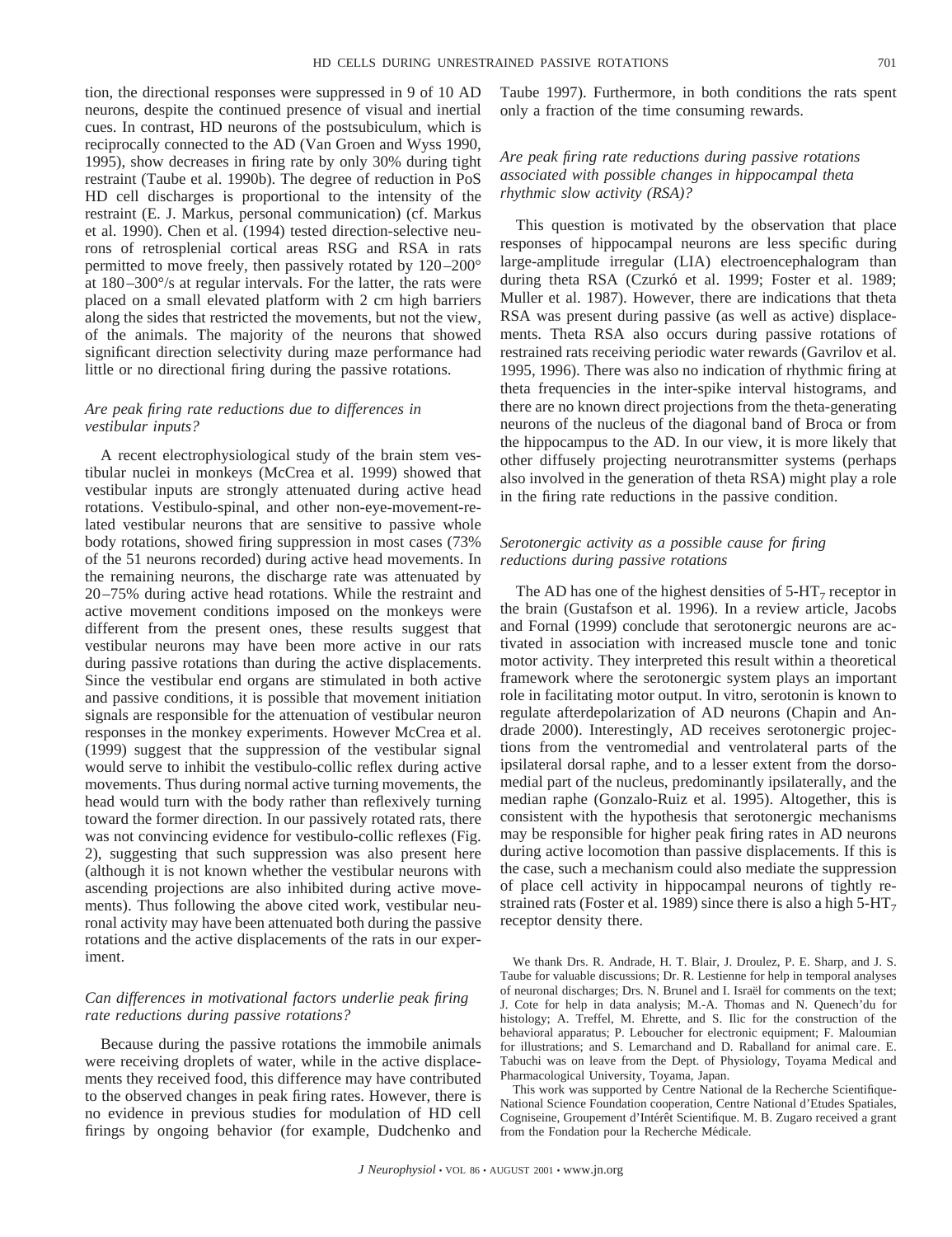tion, the directional responses were suppressed in 9 of 10 AD neurons, despite the continued presence of visual and inertial cues. In contrast, HD neurons of the postsubiculum, which is reciprocally connected to the AD (Van Groen and Wyss 1990, 1995), show decreases in firing rate by only 30% during tight restraint (Taube et al. 1990b). The degree of reduction in PoS HD cell discharges is proportional to the intensity of the restraint (E. J. Markus, personal communication) (cf. Markus et al. 1990). Chen et al. (1994) tested direction-selective neurons of retrosplenial cortical areas RSG and RSA in rats permitted to move freely, then passively rotated by 120–200° at 180–300°/s at regular intervals. For the latter, the rats were placed on a small elevated platform with 2 cm high barriers along the sides that restricted the movements, but not the view, of the animals. The majority of the neurons that showed significant direction selectivity during maze performance had little or no directional firing during the passive rotations.

### *Are peak firing rate reductions due to differences in vestibular inputs?*

A recent electrophysiological study of the brain stem vestibular nuclei in monkeys (McCrea et al. 1999) showed that vestibular inputs are strongly attenuated during active head rotations. Vestibulo-spinal, and other non-eye-movement-related vestibular neurons that are sensitive to passive whole body rotations, showed firing suppression in most cases (73% of the 51 neurons recorded) during active head movements. In the remaining neurons, the discharge rate was attenuated by 20–75% during active head rotations. While the restraint and active movement conditions imposed on the monkeys were different from the present ones, these results suggest that vestibular neurons may have been more active in our rats during passive rotations than during the active displacements. Since the vestibular end organs are stimulated in both active and passive conditions, it is possible that movement initiation signals are responsible for the attenuation of vestibular neuron responses in the monkey experiments. However McCrea et al. (1999) suggest that the suppression of the vestibular signal would serve to inhibit the vestibulo-collic reflex during active movements. Thus during normal active turning movements, the head would turn with the body rather than reflexively turning toward the former direction. In our passively rotated rats, there was not convincing evidence for vestibulo-collic reflexes (Fig. 2), suggesting that such suppression was also present here (although it is not known whether the vestibular neurons with ascending projections are also inhibited during active movements). Thus following the above cited work, vestibular neuronal activity may have been attenuated both during the passive rotations and the active displacements of the rats in our experiment.

### *Can differences in motivational factors underlie peak firing rate reductions during passive rotations?*

Because during the passive rotations the immobile animals were receiving droplets of water, while in the active displacements they received food, this difference may have contributed to the observed changes in peak firing rates. However, there is no evidence in previous studies for modulation of HD cell firings by ongoing behavior (for example, Dudchenko and Taube 1997). Furthermore, in both conditions the rats spent only a fraction of the time consuming rewards.

### *Are peak firing rate reductions during passive rotations associated with possible changes in hippocampal theta rhythmic slow activity (RSA)?*

This question is motivated by the observation that place responses of hippocampal neurons are less specific during large-amplitude irregular (LIA) electroencephalogram than during theta RSA (Czurkó et al. 1999; Foster et al. 1989; Muller et al. 1987). However, there are indications that theta RSA was present during passive (as well as active) displacements. Theta RSA also occurs during passive rotations of restrained rats receiving periodic water rewards (Gavrilov et al. 1995, 1996). There was also no indication of rhythmic firing at theta frequencies in the inter-spike interval histograms, and there are no known direct projections from the theta-generating neurons of the nucleus of the diagonal band of Broca or from the hippocampus to the AD. In our view, it is more likely that other diffusely projecting neurotransmitter systems (perhaps also involved in the generation of theta RSA) might play a role in the firing rate reductions in the passive condition.

### *Serotonergic activity as a possible cause for firing reductions during passive rotations*

The AD has one of the highest densities of 5-HT$_7$ receptor in the brain (Gustafson et al. 1996). In a review article, Jacobs and Fornal (1999) conclude that serotonergic neurons are activated in association with increased muscle tone and tonic motor activity. They interpreted this result within a theoretical framework where the serotonergic system plays an important role in facilitating motor output. In vitro, serotonin is known to regulate afterdepolarization of AD neurons (Chapin and Andrade 2000). Interestingly, AD receives serotonergic projections from the ventromedial and ventrolateral parts of the ipsilateral dorsal raphe, and to a lesser extent from the dorsomedial part of the nucleus, predominantly ipsilaterally, and the median raphe (Gonzalo-Ruiz et al. 1995). Altogether, this is consistent with the hypothesis that serotonergic mechanisms may be responsible for higher peak firing rates in AD neurons during active locomotion than passive displacements. If this is the case, such a mechanism could also mediate the suppression of place cell activity in hippocampal neurons of tightly restrained rats (Foster et al. 1989) since there is also a high 5-HT$_7$ receptor density there.

We thank Drs. R. Andrade, H. T. Blair, J. Droulez, P. E. Sharp, and J. S. Taube for valuable discussions; Dr. R. Lestienne for help in temporal analyses of neuronal discharges; Drs. N. Brunel and I. Israël for comments on the text; J. Cote for help in data analysis; M.-A. Thomas and N. Quenech'du for histology; A. Treffel, M. Ehrette, and S. Ilic for the construction of the behavioral apparatus; P. Leboucher for electronic equipment; F. Maloumian for illustrations; and S. Lemarchand and D. Raballand for animal care. E. Tabuchi was on leave from the Dept. of Physiology, Toyama Medical and Pharmacological University, Toyama, Japan.

This work was supported by Centre National de la Recherche Scientifique-National Science Foundation cooperation, Centre National d'Etudes Spatiales, Cogniseine, Groupement d'Intérêt Scientifique. M. B. Zugaro received a grant from the Fondation pour la Recherche Médicale.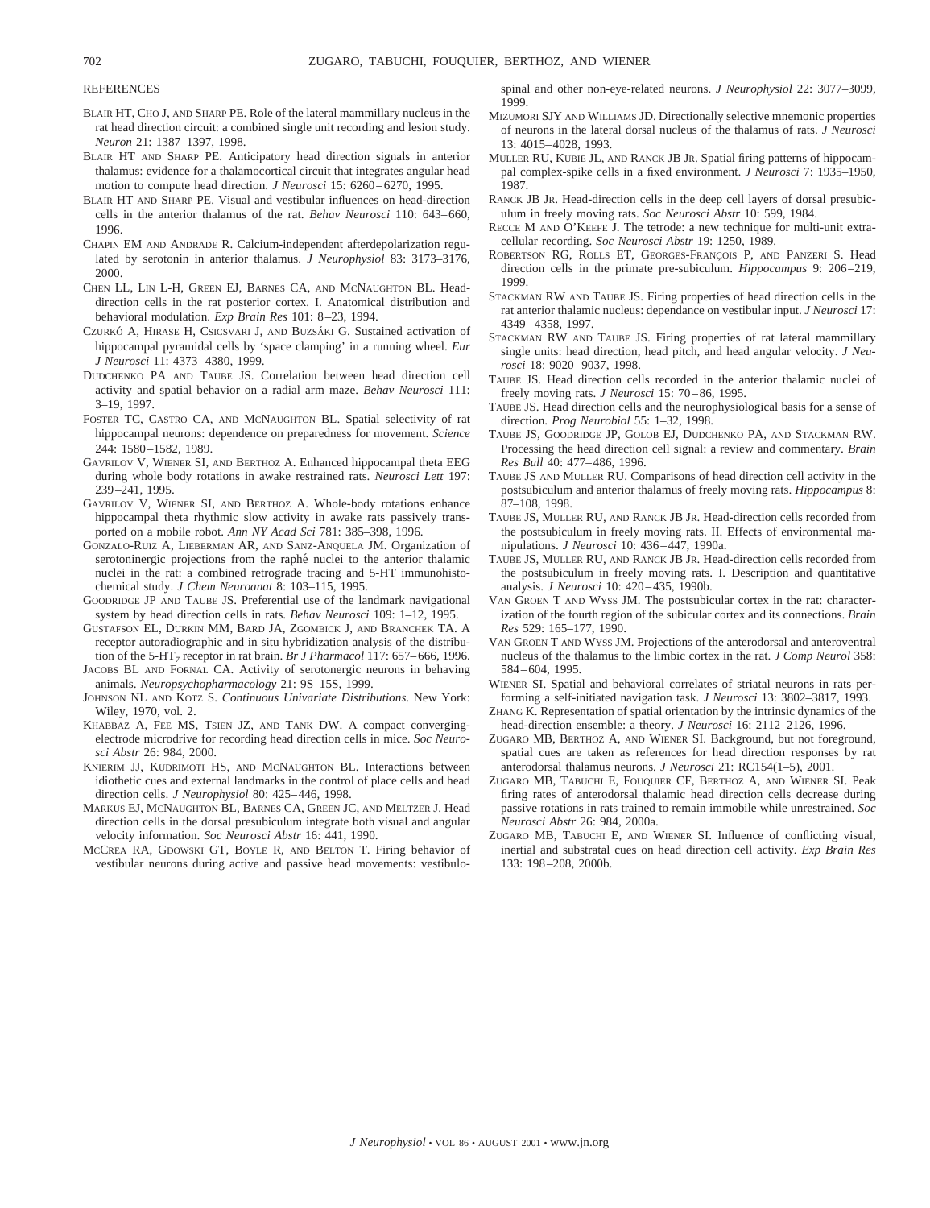## REFERENCES

BLAIR HT, CHO J, AND SHARP PE. Role of the lateral mammillary nucleus in the rat head direction circuit: a combined single unit recording and lesion study. *Neuron* 21: 1387–1397, 1998.

BLAIR HT AND SHARP PE. Anticipatory head direction signals in anterior thalamus: evidence for a thalamocortical circuit that integrates angular head motion to compute head direction. *J Neurosci* 15: 6260–6270, 1995.

BLAIR HT AND SHARP PE. Visual and vestibular influences on head-direction cells in the anterior thalamus of the rat. *Behav Neurosci* 110: 643–660, 1996.

CHAPIN EM AND ANDRADE R. Calcium-independent afterdepolarization regulated by serotonin in anterior thalamus. *J Neurophysiol* 83: 3173–3176, 2000.

CHEN LL, LIN L-H, GREEN EJ, BARNES CA, AND MCNAUGHTON BL. Head-direction cells in the rat posterior cortex. I. Anatomical distribution and behavioral modulation. *Exp Brain Res* 101: 8–23, 1994.

CZURKÓ A, HIRASE H, CSICSVARI J, AND BUZSÁKI G. Sustained activation of hippocampal pyramidal cells by 'space clamping' in a running wheel. *Eur J Neurosci* 11: 4373–4380, 1999.

DUDCHENKO PA AND TAUBE JS. Correlation between head direction cell activity and spatial behavior on a radial arm maze. *Behav Neurosci* 111: 3–19, 1997.

FOSTER TC, CASTRO CA, AND MCNAUGHTON BL. Spatial selectivity of rat hippocampal neurons: dependence on preparedness for movement. *Science* 244: 1580–1582, 1989.

GAVRILOV V, WIENER SI, AND BERTHOZ A. Enhanced hippocampal theta EEG during whole body rotations in awake restrained rats. *Neurosci Lett* 197: 239–241, 1995.

GAVRILOV V, WIENER SI, AND BERTHOZ A. Whole-body rotations enhance hippocampal theta rhythmic slow activity in awake rats passively transported on a mobile robot. *Ann NY Acad Sci* 781: 385–398, 1996.

GONZALO-RUIZ A, LIEBERMAN AR, AND SANZ-ANQUELA JM. Organization of serotoninergic projections from the raphé nuclei to the anterior thalamic nuclei in the rat: a combined retrograde tracing and 5-HT immunohistochemical study. *J Chem Neuroanat* 8: 103–115, 1995.

GOODRIDGE JP AND TAUBE JS. Preferential use of the landmark navigational system by head direction cells in rats. *Behav Neurosci* 109: 1–12, 1995.

GUSTAFSON EL, DURKIN MM, BARD JA, ZGOMBICK J, AND BRANCHEK TA. A receptor autoradiographic and in situ hybridization analysis of the distribution of the 5-$HT_7$ receptor in rat brain. *Br J Pharmacol* 117: 657–666, 1996.

JACOBS BL AND FORNAL CA. Activity of serotonergic neurons in behaving animals. *Neuropsychopharmacology* 21: 9S–15S, 1999.

JOHNSON NL AND KOTZ S. *Continuous Univariate Distributions*. New York: Wiley, 1970, vol. 2.

KHABBAZ A, FEE MS, TSIEN JZ, AND TANK DW. A compact converging-electrode microdrive for recording head direction cells in mice. *Soc Neurosci Abstr* 26: 984, 2000.

KNIERIM JJ, KUDRIMOTI HS, AND MCNAUGHTON BL. Interactions between idiothetic cues and external landmarks in the control of place cells and head direction cells. *J Neurophysiol* 80: 425–446, 1998.

MARKUS EJ, MCNAUGHTON BL, BARNES CA, GREEN JC, AND MELTZER J. Head direction cells in the dorsal presubiculum integrate both visual and angular velocity information. *Soc Neurosci Abstr* 16: 441, 1990.

MCCREA RA, GDOWSKI GT, BOYLE R, AND BELTON T. Firing behavior of vestibular neurons during active and passive head movements: vestibulo-spinal and other non-eye-related neurons. *J Neurophysiol* 22: 3077–3099, 1999.

MIZUMORI SJY AND WILLIAMS JD. Directionally selective mnemonic properties of neurons in the lateral dorsal nucleus of the thalamus of rats. *J Neurosci* 13: 4015–4028, 1993.

MULLER RU, KUBIE JL, AND RANCK JB JR. Spatial firing patterns of hippocampal complex-spike cells in a fixed environment. *J Neurosci* 7: 1935–1950, 1987.

RANCK JB JR. Head-direction cells in the deep cell layers of dorsal presubiculum in freely moving rats. *Soc Neurosci Abstr* 10: 599, 1984.

RECCE M AND O'KEEFE J. The tetrode: a new technique for multi-unit extracellular recording. *Soc Neurosci Abstr* 19: 1250, 1989.

ROBERTSON RG, ROLLS ET, GEORGES-FRANÇOIS P, AND PANZERI S. Head direction cells in the primate pre-subiculum. *Hippocampus* 9: 206–219, 1999.

STACKMAN RW AND TAUBE JS. Firing properties of head direction cells in the rat anterior thalamic nucleus: dependance on vestibular input. *J Neurosci* 17: 4349–4358, 1997.

STACKMAN RW AND TAUBE JS. Firing properties of rat lateral mammillary single units: head direction, head pitch, and head angular velocity. *J Neurosci* 18: 9020–9037, 1998.

TAUBE JS. Head direction cells recorded in the anterior thalamic nuclei of freely moving rats. *J Neurosci* 15: 70–86, 1995.

TAUBE JS. Head direction cells and the neurophysiological basis for a sense of direction. *Prog Neurobiol* 55: 1–32, 1998.

TAUBE JS, GOODRIDGE JP, GOLOB EJ, DUDCHENKO PA, AND STACKMAN RW. Processing the head direction cell signal: a review and commentary. *Brain Res Bull* 40: 477–486, 1996.

TAUBE JS AND MULLER RU. Comparisons of head direction cell activity in the postsubiculum and anterior thalamus of freely moving rats. *Hippocampus* 8: 87–108, 1998.

TAUBE JS, MULLER RU, AND RANCK JB JR. Head-direction cells recorded from the postsubiculum in freely moving rats. II. Effects of environmental manipulations. *J Neurosci* 10: 436–447, 1990a.

TAUBE JS, MULLER RU, AND RANCK JB JR. Head-direction cells recorded from the postsubiculum in freely moving rats. I. Description and quantitative analysis. *J Neurosci* 10: 420–435, 1990b.

VAN GROEN T AND WYSS JM. The postsubicular cortex in the rat: characterization of the fourth region of the subicular cortex and its connections. *Brain Res* 529: 165–177, 1990.

VAN GROEN T AND WYSS JM. Projections of the anterodorsal and anteroventral nucleus of the thalamus to the limbic cortex in the rat. *J Comp Neurol* 358: 584–604, 1995.

WIENER SI. Spatial and behavioral correlates of striatal neurons in rats performing a self-initiated navigation task. *J Neurosci* 13: 3802–3817, 1993.

ZHANG K. Representation of spatial orientation by the intrinsic dynamics of the head-direction ensemble: a theory. *J Neurosci* 16: 2112–2126, 1996.

ZUGARO MB, BERTHOZ A, AND WIENER SI. Background, but not foreground, spatial cues are taken as references for head direction responses by rat anterodorsal thalamus neurons. *J Neurosci* 21: RC154(1–5), 2001.

ZUGARO MB, TABUCHI E, FOUQUIER CF, BERTHOZ A, AND WIENER SI. Peak firing rates of anterodorsal thalamic head direction cells decrease during passive rotations in rats trained to remain immobile while unrestrained. *Soc Neurosci Abstr* 26: 984, 2000a.

ZUGARO MB, TABUCHI E, AND WIENER SI. Influence of conflicting visual, inertial and substratal cues on head direction cell activity. *Exp Brain Res* 133: 198–208, 2000b.